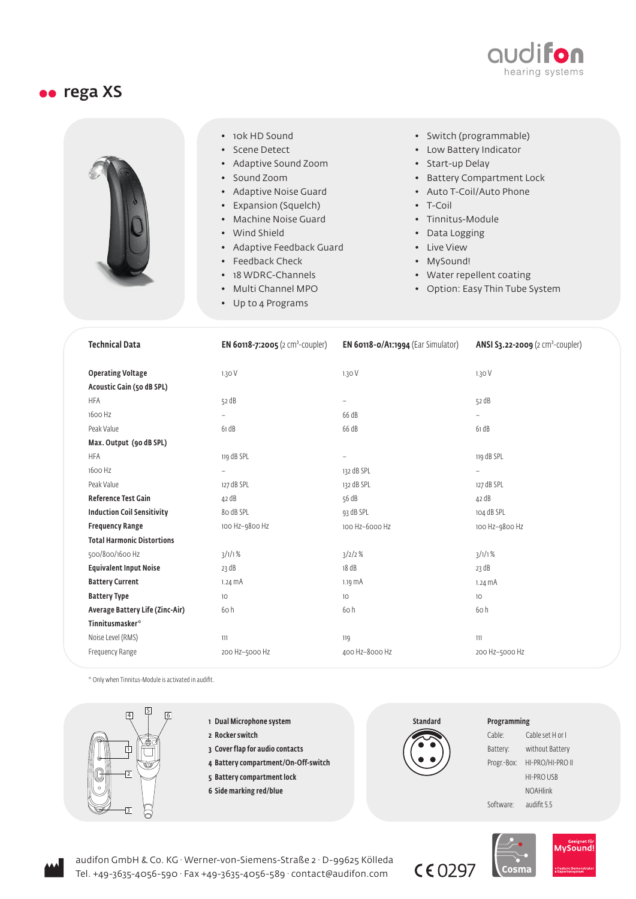# rega XS

- 10k HD Sound
- Scene Detect
- Adaptive Sound Zoom
- Sound Zoom
- Adaptive Noise Guard
- Expansion (Squelch)
- Machine Noise Guard
- Wind Shield
- Adaptive Feedback Guard
- Feedback Check
- 18 WDRC-Channels
- Multi Channel MPO
- Up to 4 Programs
- Switch (programmable)
- Low Battery Indicator
- Start-up Delay
- Battery Compartment Lock
- Auto T-Coil/Auto Phone
- T-Coil
- Tinnitus-Module
- Data Logging
- Live View
- MySound!
- Water repellent coating
- Option: Easy Thin Tube System

| Technical Data | EN 60118-7:2005 (2 cm³-coupler) | EN 60118-0/A1:1994 (Ear Simulator) | ANSI S3.22-2009 (2 cm³-coupler) |
|---|---|---|---|
| **Operating Voltage** | 1.30 V | 1.30 V | 1.30 V |
| **Acoustic Gain (50 dB SPL)** | | | |
| HFA | 52 dB | – | 52 dB |
| 1600 Hz | – | 66 dB | – |
| Peak Value | 61 dB | 66 dB | 61 dB |
| **Max. Output (90 dB SPL)** | | | |
| HFA | 119 dB SPL | – | 119 dB SPL |
| 1600 Hz | – | 132 dB SPL | – |
| Peak Value | 127 dB SPL | 132 dB SPL | 127 dB SPL |
| **Reference Test Gain** | 42 dB | 56 dB | 42 dB |
| **Induction Coil Sensitivity** | 80 dB SPL | 93 dB SPL | 104 dB SPL |
| **Frequency Range** | 100 Hz–9800 Hz | 100 Hz–6000 Hz | 100 Hz–9800 Hz |
| **Total Harmonic Distortions** | | | |
| 500/800/1600 Hz | 3/1/1 % | 3/2/2 % | 3/1/1 % |
| **Equivalent Input Noise** | 23 dB | 18 dB | 23 dB |
| **Battery Current** | 1.24 mA | 1.19 mA | 1.24 mA |
| **Battery Type** | 10 | 10 | 10 |
| **Average Battery Life (Zinc-Air)** | 60 h | 60 h | 60 h |
| **Tinnitusmasker*** | | | |
| Noise Level (RMS) | 111 | 119 | 111 |
| Frequency Range | 200 Hz–5000 Hz | 400 Hz–8000 Hz | 200 Hz–5000 Hz |

\* Only when Tinnitus-Module is activated in audifit.

1. **Dual Microphone system**
2. **Rocker switch**
3. **Cover flap for audio contacts**
4. **Battery compartment/On-Off-switch**
5. **Battery compartment lock**
6. **Side marking red/blue**

**Standard**

**Programming**

| | |
|---|---|
| Cable: | Cable set H or I |
| Battery: | without Battery |
| Progr.-Box: | HI-PRO/HI-PRO II |
| | HI-PRO USB |
| | NOAHlink |
| Software: | audifit 5.5 |

audifon GmbH & Co. KG · Werner-von-Siemens-Straße 2 · D-99625 Kölleda
Tel. +49-3635-4056-590 · Fax +49-3635-4056-589 · contact@audifon.com

CE 0297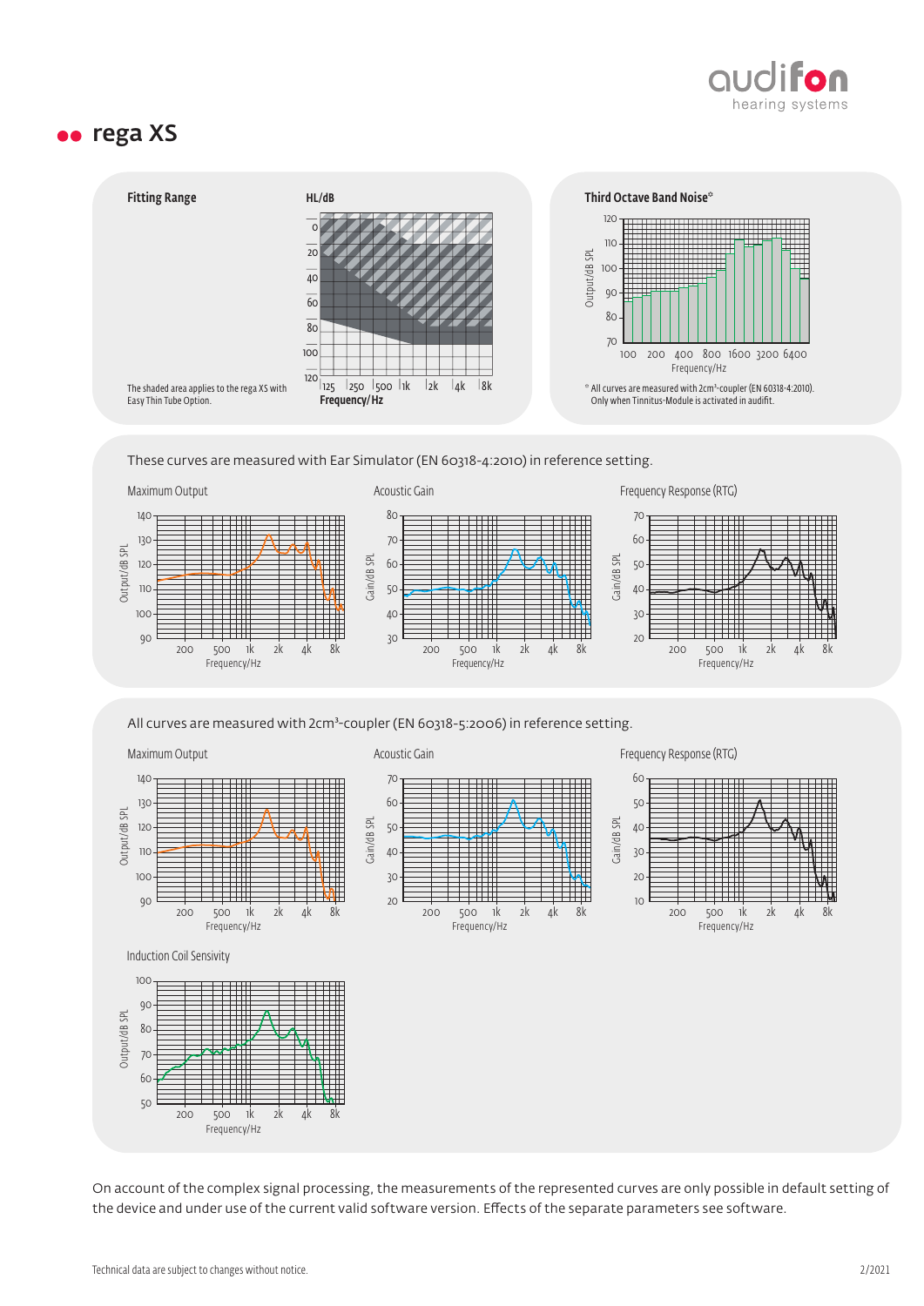audifon
hearing systems

# rega XS

## Fitting Range

HL/dB

0
20
40
60
80
100
120

125 250 500 1k 2k 4k 8k
Frequency/Hz

The shaded area applies to the rega XS with Easy Thin Tube Option.

## Third Octave Band Noise*

Output/dB SPL

120
110
100
90
80
70

100 200 400 800 1600 3200 6400
Frequency/Hz

* All curves are measured with 2cm³-coupler (EN 60318-4:2010). Only when Tinnitus-Module is activated in audifit.

These curves are measured with Ear Simulator (EN 60318-4:2010) in reference setting.

### Maximum Output

Output/dB SPL

140
130
120
110
100
90

200 500 1k 2k 4k 8k
Frequency/Hz

### Acoustic Gain

Gain/dB SPL

80
70
60
50
40
30

200 500 1k 2k 4k 8k
Frequency/Hz

### Frequency Response (RTG)

Gain/dB SPL

70
60
50
40
30
20

200 500 1k 2k 4k 8k
Frequency/Hz

All curves are measured with 2cm³-coupler (EN 60318-5:2006) in reference setting.

### Maximum Output

Output/dB SPL

140
130
120
110
100
90

200 500 1k 2k 4k 8k
Frequency/Hz

### Acoustic Gain

Gain/dB SPL

70
60
50
40
30
20

200 500 1k 2k 4k 8k
Frequency/Hz

### Frequency Response (RTG)

Gain/dB SPL

60
50
40
30
20
10

200 500 1k 2k 4k 8k
Frequency/Hz

### Induction Coil Sensivity

Output/dB SPL

100
90
80
70
60
50

200 500 1k 2k 4k 8k
Frequency/Hz

On account of the complex signal processing, the measurements of the represented curves are only possible in default setting of the device and under use of the current valid software version. Effects of the separate parameters see software.

Technical data are subject to changes without notice.

2/2021